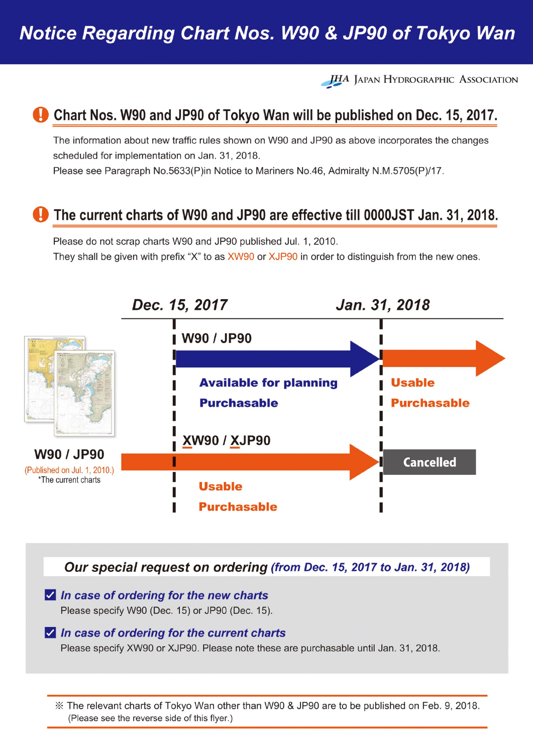# Notice Regarding Chart Nos. W90 & JP90 of Tokyo Wan

JHA Japan Hydrographic Association

## Chart Nos. W90 and JP90 of Tokyo Wan will be published on Dec. 15, 2017.

The information about new traffic rules shown on W90 and JP90 as above incorporates the changes scheduled for implementation on Jan. 31, 2018.
Please see Paragraph No.5633(P)in Notice to Mariners No.46, Admiralty N.M.5705(P)/17.

## The current charts of W90 and JP90 are effective till 0000JST Jan. 31, 2018.

Please do not scrap charts W90 and JP90 published Jul. 1, 2010.
They shall be given with prefix “X” to as XW90 or XJP90 in order to distinguish from the new ones.

Dec. 15, 2017

Jan. 31, 2018

W90 / JP90

Available for planning

Purchasable

Usable

Purchasable

W90 / JP90
(Published on Jul. 1, 2010.)
*The current charts

XW90 / XJP90

Usable

Purchasable

Cancelled

### *Our special request on ordering (from Dec. 15, 2017 to Jan. 31, 2018)*

☑ ***In case of ordering for the new charts***
Please specify W90 (Dec. 15) or JP90 (Dec. 15).

☑ ***In case of ordering for the current charts***
Please specify XW90 or XJP90. Please note these are purchasable until Jan. 31, 2018.

※ The relevant charts of Tokyo Wan other than W90 & JP90 are to be published on Feb. 9, 2018.
(Please see the reverse side of this flyer.)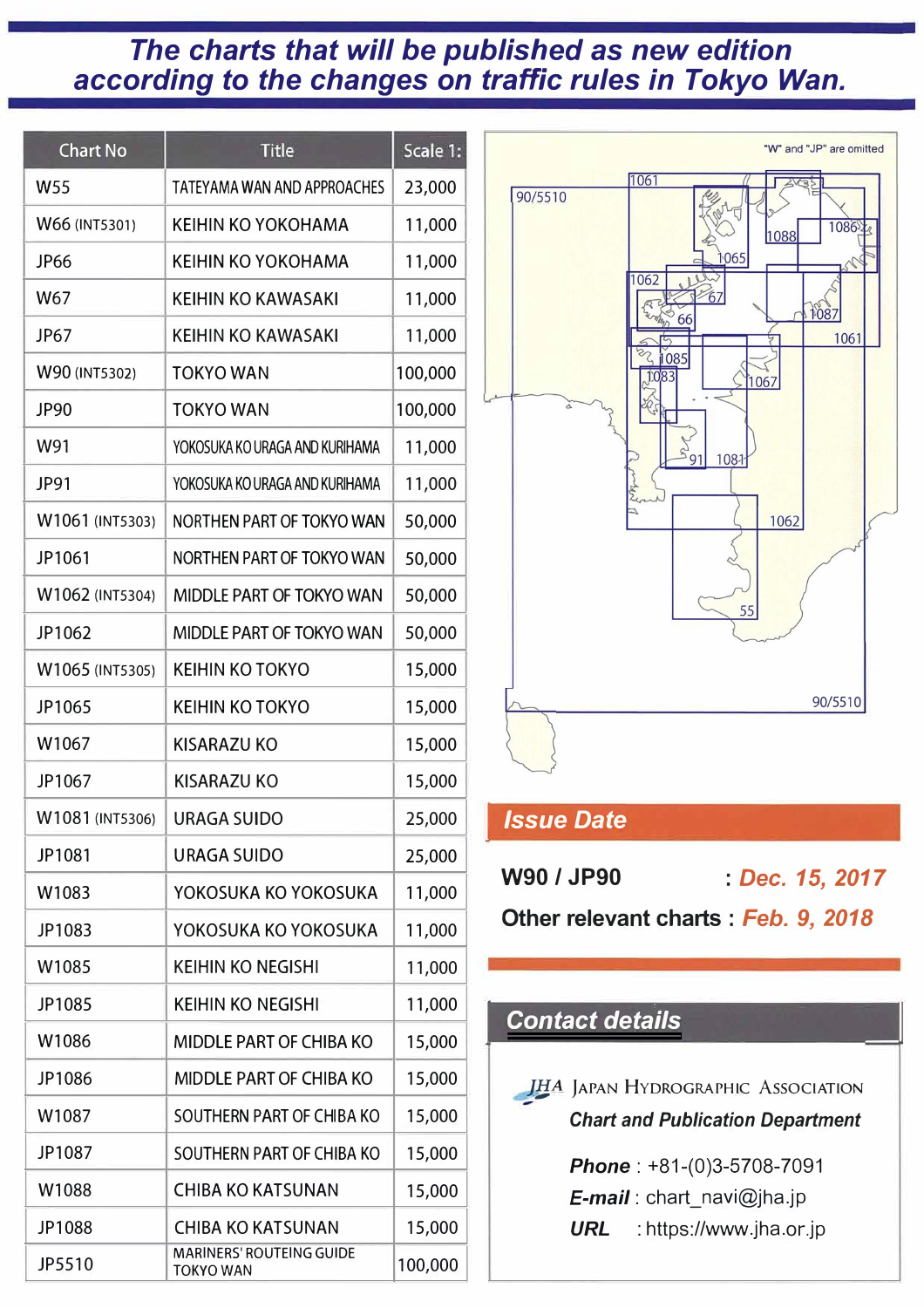# The charts that will be published as new edition according to the changes on traffic rules in Tokyo Wan.

| Chart No | Title | Scale 1: |
|---|---|---|
| W55 | TATEYAMA WAN AND APPROACHES | 23,000 |
| W66 (INT5301) | KEIHIN KO YOKOHAMA | 11,000 |
| JP66 | KEIHIN KO YOKOHAMA | 11,000 |
| W67 | KEIHIN KO KAWASAKI | 11,000 |
| JP67 | KEIHIN KO KAWASAKI | 11,000 |
| W90 (INT5302) | TOKYO WAN | 100,000 |
| JP90 | TOKYO WAN | 100,000 |
| W91 | YOKOSUKA KO URAGA AND KURIHAMA | 11,000 |
| JP91 | YOKOSUKA KO URAGA AND KURIHAMA | 11,000 |
| W1061 (INT5303) | NORTHEN PART OF TOKYO WAN | 50,000 |
| JP1061 | NORTHEN PART OF TOKYO WAN | 50,000 |
| W1062 (INT5304) | MIDDLE PART OF TOKYO WAN | 50,000 |
| JP1062 | MIDDLE PART OF TOKYO WAN | 50,000 |
| W1065 (INT5305) | KEIHIN KO TOKYO | 15,000 |
| JP1065 | KEIHIN KO TOKYO | 15,000 |
| W1067 | KISARAZU KO | 15,000 |
| JP1067 | KISARAZU KO | 15,000 |
| W1081 (INT5306) | URAGA SUIDO | 25,000 |
| JP1081 | URAGA SUIDO | 25,000 |
| W1083 | YOKOSUKA KO YOKOSUKA | 11,000 |
| JP1083 | YOKOSUKA KO YOKOSUKA | 11,000 |
| W1085 | KEIHIN KO NEGISHI | 11,000 |
| JP1085 | KEIHIN KO NEGISHI | 11,000 |
| W1086 | MIDDLE PART OF CHIBA KO | 15,000 |
| JP1086 | MIDDLE PART OF CHIBA KO | 15,000 |
| W1087 | SOUTHERN PART OF CHIBA KO | 15,000 |
| JP1087 | SOUTHERN PART OF CHIBA KO | 15,000 |
| W1088 | CHIBA KO KATSUNAN | 15,000 |
| JP1088 | CHIBA KO KATSUNAN | 15,000 |
| JP5510 | MARINERS' ROUTEING GUIDE TOKYO WAN | 100,000 |

"W" and "JP" are omitted

90/5510
1061
1088
1086
1065
1062
67
66
1087
1061
1085
1083
1067
91
1081
1062
55
90/5510

## Issue Date

**W90 / JP90** : ***Dec. 15, 2017***

**Other relevant charts** : ***Feb. 9, 2018***

## Contact details

JHA JAPAN HYDROGRAPHIC ASSOCIATION

***Chart and Publication Department***

***Phone*** : +81-(0)3-5708-7091
***E-mail*** : chart_navi@jha.jp
***URL*** : https://www.jha.or.jp